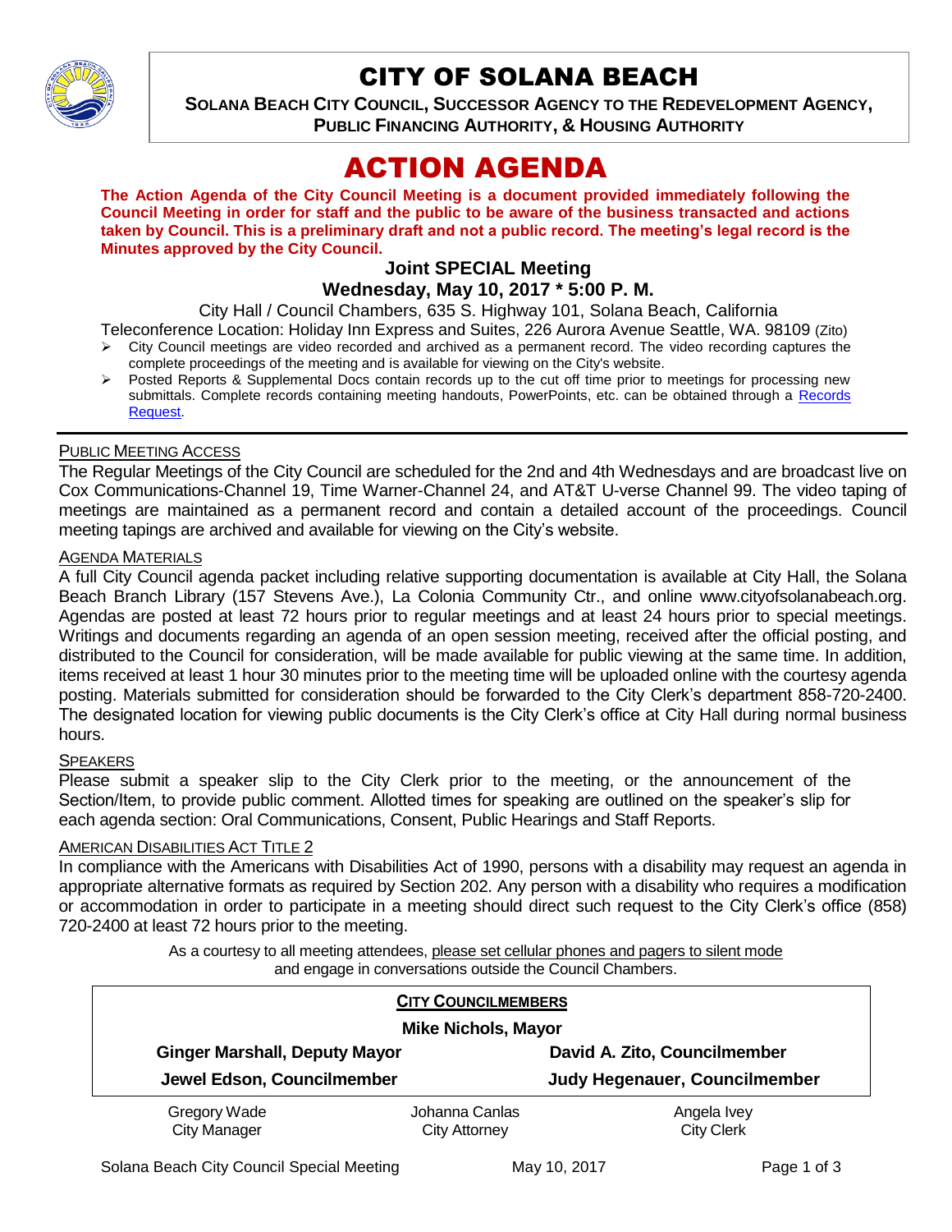# CITY OF SOLANA BEACH

**SOLANA BEACH CITY COUNCIL, SUCCESSOR AGENCY TO THE REDEVELOPMENT AGENCY, PUBLIC FINANCING AUTHORITY, & HOUSING AUTHORITY**

# ACTION AGENDA

**The Action Agenda of the City Council Meeting is a document provided immediately following the Council Meeting in order for staff and the public to be aware of the business transacted and actions taken by Council. This is a preliminary draft and not a public record. The meeting's legal record is the Minutes approved by the City Council.**

### Joint SPECIAL Meeting
### Wednesday, May 10, 2017 * 5:00 P. M.

City Hall / Council Chambers, 635 S. Highway 101, Solana Beach, California

Teleconference Location: Holiday Inn Express and Suites, 226 Aurora Avenue Seattle, WA. 98109 (Zito)

- City Council meetings are video recorded and archived as a permanent record. The video recording captures the complete proceedings of the meeting and is available for viewing on the City's website.
- Posted Reports & Supplemental Docs contain records up to the cut off time prior to meetings for processing new submittals. Complete records containing meeting handouts, PowerPoints, etc. can be obtained through a Records Request.

---

PUBLIC MEETING ACCESS

The Regular Meetings of the City Council are scheduled for the 2nd and 4th Wednesdays and are broadcast live on Cox Communications-Channel 19, Time Warner-Channel 24, and AT&T U-verse Channel 99. The video taping of meetings are maintained as a permanent record and contain a detailed account of the proceedings. Council meeting tapings are archived and available for viewing on the City's website.

AGENDA MATERIALS

A full City Council agenda packet including relative supporting documentation is available at City Hall, the Solana Beach Branch Library (157 Stevens Ave.), La Colonia Community Ctr., and online www.cityofsolanabeach.org. Agendas are posted at least 72 hours prior to regular meetings and at least 24 hours prior to special meetings. Writings and documents regarding an agenda of an open session meeting, received after the official posting, and distributed to the Council for consideration, will be made available for public viewing at the same time. In addition, items received at least 1 hour 30 minutes prior to the meeting time will be uploaded online with the courtesy agenda posting. Materials submitted for consideration should be forwarded to the City Clerk's department 858-720-2400. The designated location for viewing public documents is the City Clerk's office at City Hall during normal business hours.

SPEAKERS

Please submit a speaker slip to the City Clerk prior to the meeting, or the announcement of the Section/Item, to provide public comment. Allotted times for speaking are outlined on the speaker's slip for each agenda section: Oral Communications, Consent, Public Hearings and Staff Reports.

AMERICAN DISABILITIES ACT TITLE 2

In compliance with the Americans with Disabilities Act of 1990, persons with a disability may request an agenda in appropriate alternative formats as required by Section 202. Any person with a disability who requires a modification or accommodation in order to participate in a meeting should direct such request to the City Clerk's office (858) 720-2400 at least 72 hours prior to the meeting.

As a courtesy to all meeting attendees, please set cellular phones and pagers to silent mode and engage in conversations outside the Council Chambers.

**CITY COUNCILMEMBERS**

**Mike Nichols, Mayor**

| | |
|---|---|
| **Ginger Marshall, Deputy Mayor** | **David A. Zito, Councilmember** |
| **Jewel Edson, Councilmember** | **Judy Hegenauer, Councilmember** |

| | | |
|---|---|---|
| Gregory Wade<br>City Manager | Johanna Canlas<br>City Attorney | Angela Ivey<br>City Clerk |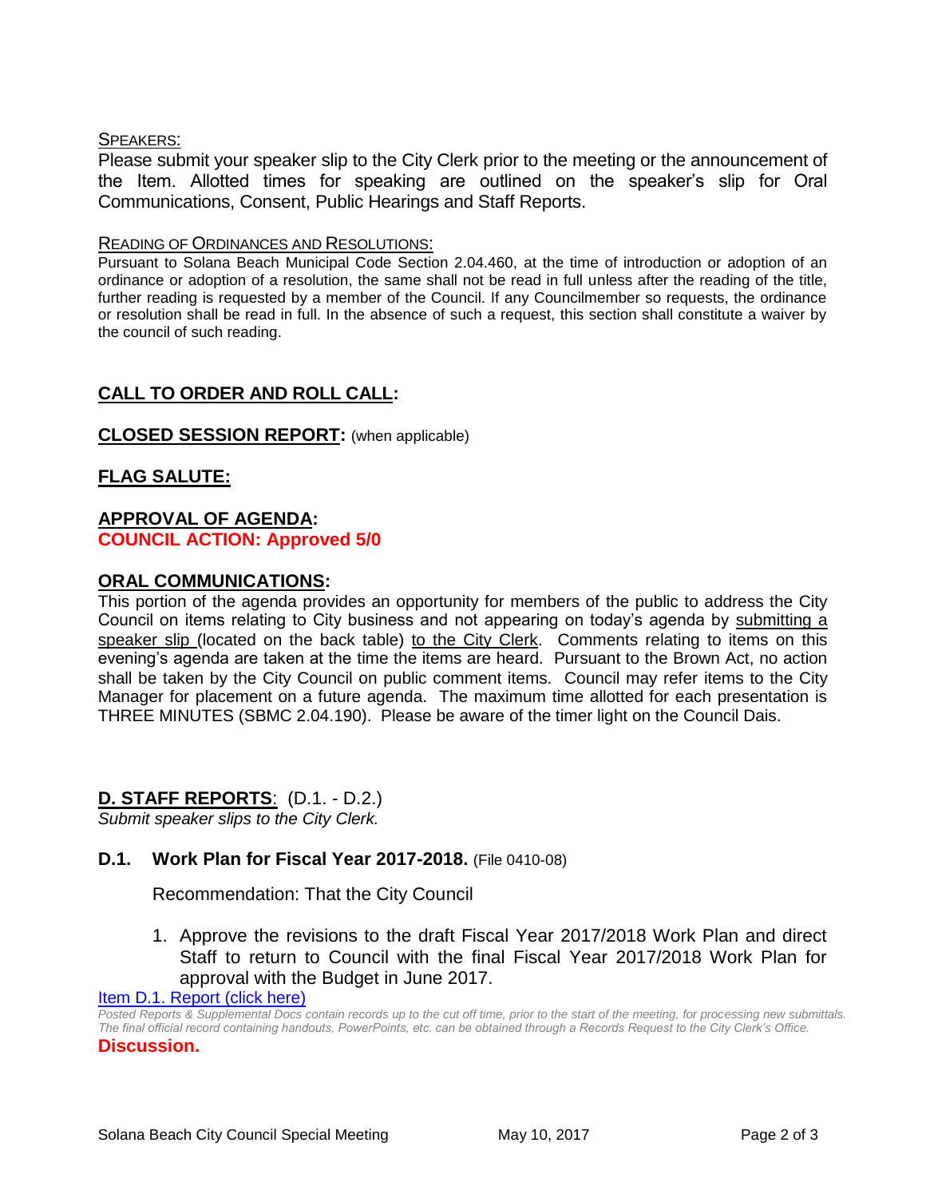SPEAKERS:

Please submit your speaker slip to the City Clerk prior to the meeting or the announcement of the Item. Allotted times for speaking are outlined on the speaker's slip for Oral Communications, Consent, Public Hearings and Staff Reports.

READING OF ORDINANCES AND RESOLUTIONS:

Pursuant to Solana Beach Municipal Code Section 2.04.460, at the time of introduction or adoption of an ordinance or adoption of a resolution, the same shall not be read in full unless after the reading of the title, further reading is requested by a member of the Council. If any Councilmember so requests, the ordinance or resolution shall be read in full. In the absence of such a request, this section shall constitute a waiver by the council of such reading.

## CALL TO ORDER AND ROLL CALL:

## CLOSED SESSION REPORT: (when applicable)

## FLAG SALUTE:

## APPROVAL OF AGENDA:

**COUNCIL ACTION: Approved 5/0**

## ORAL COMMUNICATIONS:

This portion of the agenda provides an opportunity for members of the public to address the City Council on items relating to City business and not appearing on today's agenda by submitting a speaker slip (located on the back table) to the City Clerk. Comments relating to items on this evening's agenda are taken at the time the items are heard. Pursuant to the Brown Act, no action shall be taken by the City Council on public comment items. Council may refer items to the City Manager for placement on a future agenda. The maximum time allotted for each presentation is THREE MINUTES (SBMC 2.04.190). Please be aware of the timer light on the Council Dais.

## D. STAFF REPORTS: (D.1. - D.2.)

*Submit speaker slips to the City Clerk.*

### D.1. Work Plan for Fiscal Year 2017-2018. (File 0410-08)

Recommendation: That the City Council

1. Approve the revisions to the draft Fiscal Year 2017/2018 Work Plan and direct Staff to return to Council with the final Fiscal Year 2017/2018 Work Plan for approval with the Budget in June 2017.

Item D.1. Report (click here)

*Posted Reports & Supplemental Docs contain records up to the cut off time, prior to the start of the meeting, for processing new submittals. The final official record containing handouts, PowerPoints, etc. can be obtained through a Records Request to the City Clerk's Office.*

**Discussion.**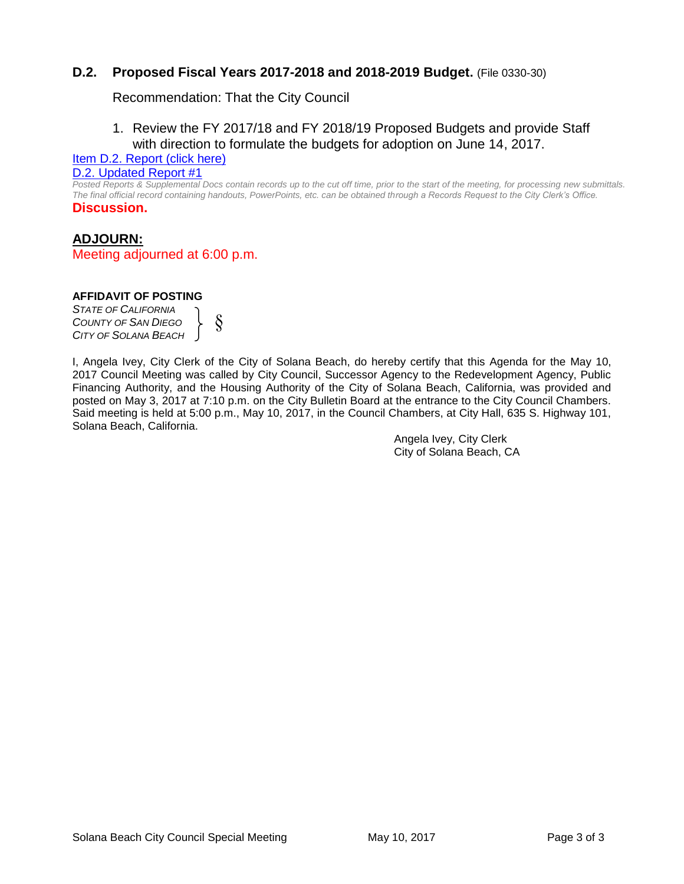### D.2. Proposed Fiscal Years 2017-2018 and 2018-2019 Budget. (File 0330-30)

Recommendation: That the City Council

1. Review the FY 2017/18 and FY 2018/19 Proposed Budgets and provide Staff with direction to formulate the budgets for adoption on June 14, 2017.

Item D.2. Report (click here)

D.2. Updated Report #1

*Posted Reports & Supplemental Docs contain records up to the cut off time, prior to the start of the meeting, for processing new submittals. The final official record containing handouts, PowerPoints, etc. can be obtained through a Records Request to the City Clerk's Office.*

**Discussion.**

## ADJOURN:

Meeting adjourned at 6:00 p.m.

**AFFIDAVIT OF POSTING**

*STATE OF CALIFORNIA*
*COUNTY OF SAN DIEGO* } §
*CITY OF SOLANA BEACH*

I, Angela Ivey, City Clerk of the City of Solana Beach, do hereby certify that this Agenda for the May 10, 2017 Council Meeting was called by City Council, Successor Agency to the Redevelopment Agency, Public Financing Authority, and the Housing Authority of the City of Solana Beach, California, was provided and posted on May 3, 2017 at 7:10 p.m. on the City Bulletin Board at the entrance to the City Council Chambers. Said meeting is held at 5:00 p.m., May 10, 2017, in the Council Chambers, at City Hall, 635 S. Highway 101, Solana Beach, California.

Angela Ivey, City Clerk
City of Solana Beach, CA